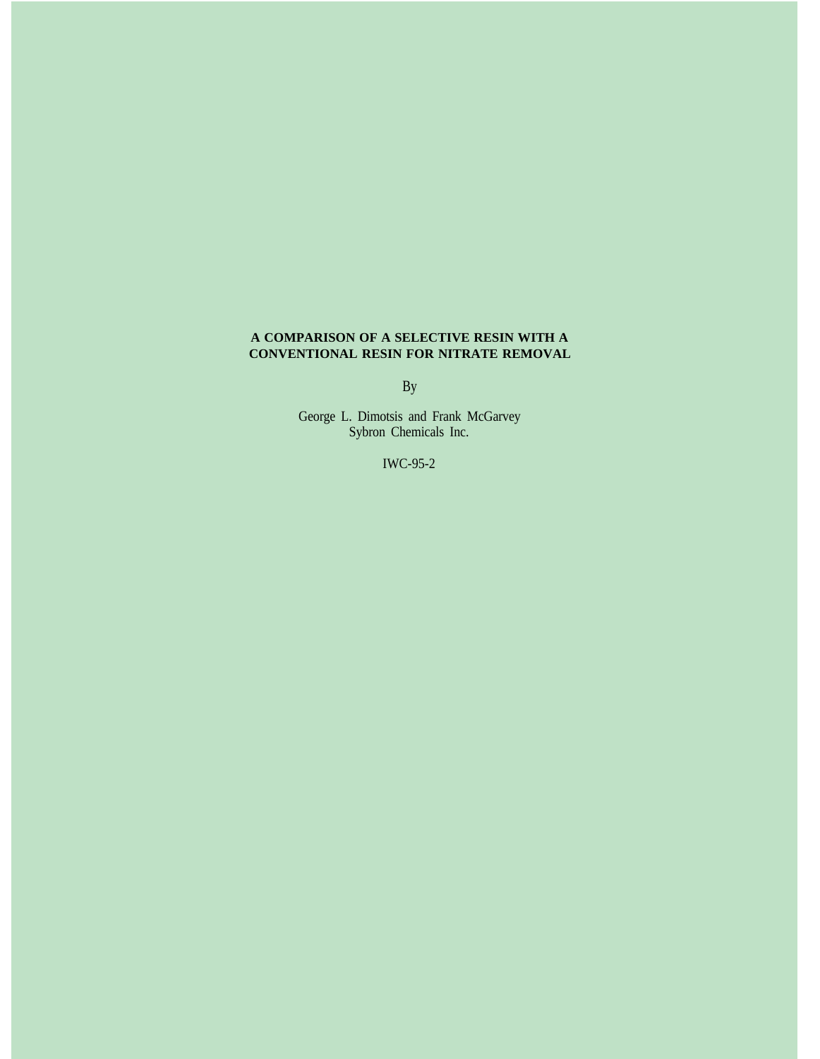# A COMPARISON OF A SELECTIVE RESIN WITH A CONVENTIONAL RESIN FOR NITRATE REMOVAL

By

George L. Dimotsis and Frank McGarvey
Sybron Chemicals Inc.

IWC-95-2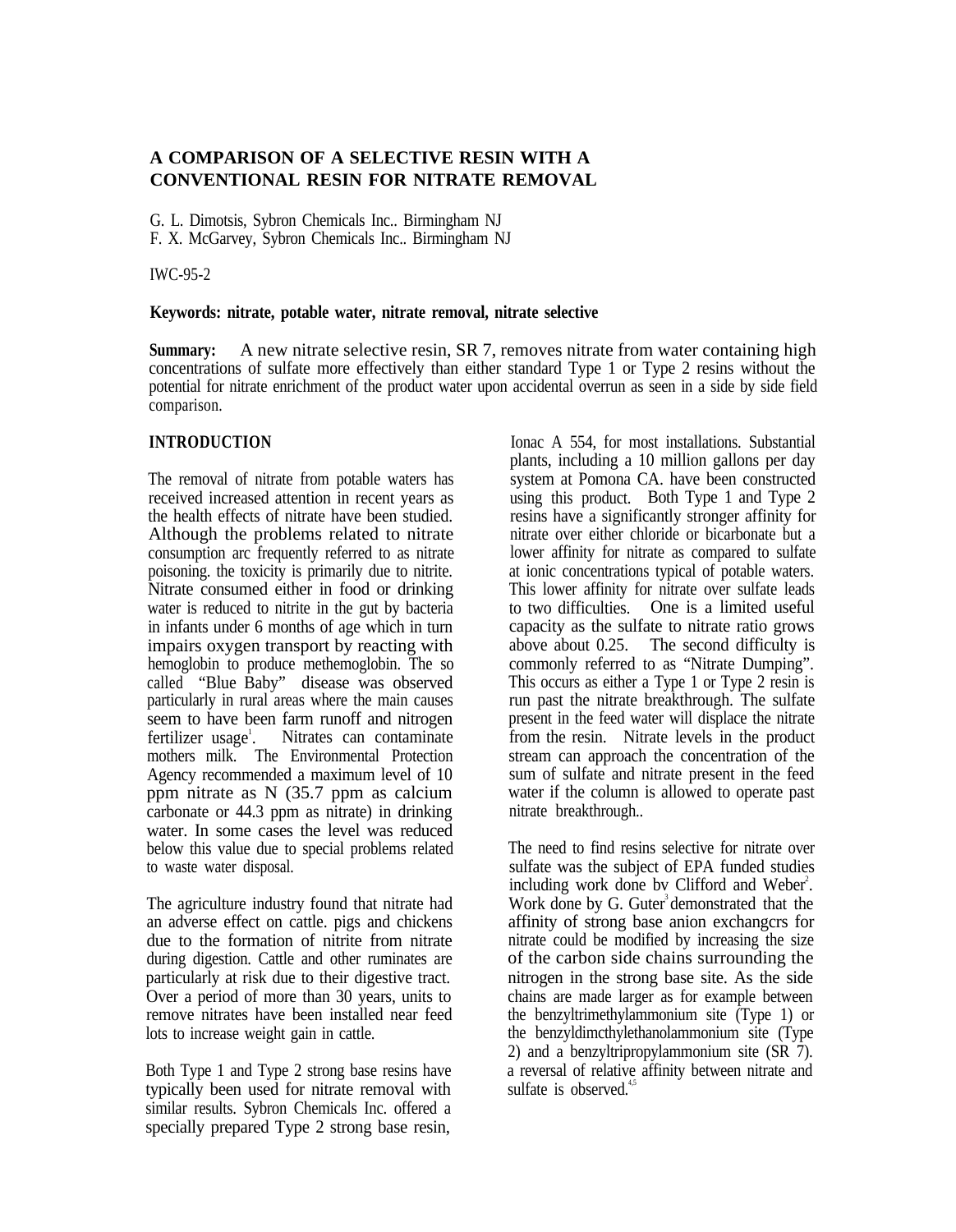# A COMPARISON OF A SELECTIVE RESIN WITH A CONVENTIONAL RESIN FOR NITRATE REMOVAL

G. L. Dimotsis, Sybron Chemicals Inc.. Birmingham NJ
F. X. McGarvey, Sybron Chemicals Inc.. Birmingham NJ

IWC-95-2

**Keywords: nitrate, potable water, nitrate removal, nitrate selective**

**Summary:** A new nitrate selective resin, SR 7, removes nitrate from water containing high concentrations of sulfate more effectively than either standard Type 1 or Type 2 resins without the potential for nitrate enrichment of the product water upon accidental overrun as seen in a side by side field comparison.

## INTRODUCTION

The removal of nitrate from potable waters has received increased attention in recent years as the health effects of nitrate have been studied. Although the problems related to nitrate consumption arc frequently referred to as nitrate poisoning. the toxicity is primarily due to nitrite. Nitrate consumed either in food or drinking water is reduced to nitrite in the gut by bacteria in infants under 6 months of age which in turn impairs oxygen transport by reacting with hemoglobin to produce methemoglobin. The so called "Blue Baby" disease was observed particularly in rural areas where the main causes seem to have been farm runoff and nitrogen fertilizer usage[1]. Nitrates can contaminate mothers milk. The Environmental Protection Agency recommended a maximum level of 10 ppm nitrate as N (35.7 ppm as calcium carbonate or 44.3 ppm as nitrate) in drinking water. In some cases the level was reduced below this value due to special problems related to waste water disposal.

The agriculture industry found that nitrate had an adverse effect on cattle. pigs and chickens due to the formation of nitrite from nitrate during digestion. Cattle and other ruminates are particularly at risk due to their digestive tract. Over a period of more than 30 years, units to remove nitrates have been installed near feed lots to increase weight gain in cattle.

Both Type 1 and Type 2 strong base resins have typically been used for nitrate removal with similar results. Sybron Chemicals Inc. offered a specially prepared Type 2 strong base resin, Ionac A 554, for most installations. Substantial plants, including a 10 million gallons per day system at Pomona CA. have been constructed using this product. Both Type 1 and Type 2 resins have a significantly stronger affinity for nitrate over either chloride or bicarbonate but a lower affinity for nitrate as compared to sulfate at ionic concentrations typical of potable waters. This lower affinity for nitrate over sulfate leads to two difficulties. One is a limited useful capacity as the sulfate to nitrate ratio grows above about 0.25. The second difficulty is commonly referred to as "Nitrate Dumping". This occurs as either a Type 1 or Type 2 resin is run past the nitrate breakthrough. The sulfate present in the feed water will displace the nitrate from the resin. Nitrate levels in the product stream can approach the concentration of the sum of sulfate and nitrate present in the feed water if the column is allowed to operate past nitrate breakthrough..

The need to find resins selective for nitrate over sulfate was the subject of EPA funded studies including work done bv Clifford and Weber[2]. Work done by G. Guter[3] demonstrated that the affinity of strong base anion exchangcrs for nitrate could be modified by increasing the size of the carbon side chains surrounding the nitrogen in the strong base site. As the side chains are made larger as for example between the benzyltrimethylammonium site (Type 1) or the benzyldimcthylethanolammonium site (Type 2) and a benzyltripropylammonium site (SR 7). a reversal of relative affinity between nitrate and sulfate is observed.[4,5]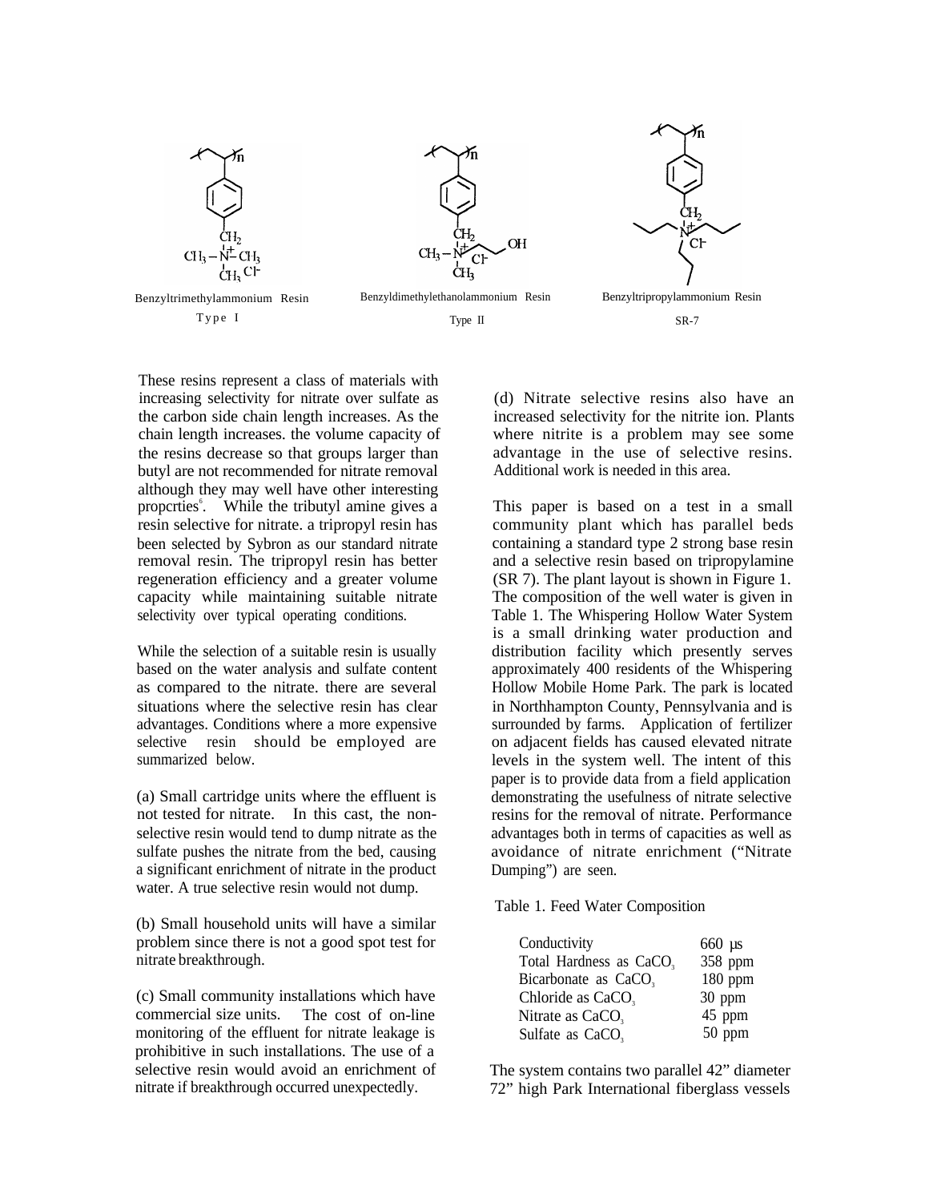Benzyltrimethylammonium Resin
Type I

Benzyldimethylethanolammonium Resin
Type II

Benzyltripropylammonium Resin
SR-7

These resins represent a class of materials with increasing selectivity for nitrate over sulfate as the carbon side chain length increases. As the chain length increases. the volume capacity of the resins decrease so that groups larger than butyl are not recommended for nitrate removal although they may well have other interesting propcrties[6]. While the tributyl amine gives a resin selective for nitrate. a tripropyl resin has been selected by Sybron as our standard nitrate removal resin. The tripropyl resin has better regeneration efficiency and a greater volume capacity while maintaining suitable nitrate selectivity over typical operating conditions.

While the selection of a suitable resin is usually based on the water analysis and sulfate content as compared to the nitrate. there are several situations where the selective resin has clear advantages. Conditions where a more expensive selective resin should be employed are summarized below.

(a) Small cartridge units where the effluent is not tested for nitrate. In this cast, the non-selective resin would tend to dump nitrate as the sulfate pushes the nitrate from the bed, causing a significant enrichment of nitrate in the product water. A true selective resin would not dump.

(b) Small household units will have a similar problem since there is not a good spot test for nitrate breakthrough.

(c) Small community installations which have commercial size units. The cost of on-line monitoring of the effluent for nitrate leakage is prohibitive in such installations. The use of a selective resin would avoid an enrichment of nitrate if breakthrough occurred unexpectedly.

(d) Nitrate selective resins also have an increased selectivity for the nitrite ion. Plants where nitrite is a problem may see some advantage in the use of selective resins. Additional work is needed in this area.

This paper is based on a test in a small community plant which has parallel beds containing a standard type 2 strong base resin and a selective resin based on tripropylamine (SR 7). The plant layout is shown in Figure 1. The composition of the well water is given in Table 1. The Whispering Hollow Water System is a small drinking water production and distribution facility which presently serves approximately 400 residents of the Whispering Hollow Mobile Home Park. The park is located in Northhampton County, Pennsylvania and is surrounded by farms. Application of fertilizer on adjacent fields has caused elevated nitrate levels in the system well. The intent of this paper is to provide data from a field application demonstrating the usefulness of nitrate selective resins for the removal of nitrate. Performance advantages both in terms of capacities as well as avoidance of nitrate enrichment ("Nitrate Dumping") are seen.

Table 1. Feed Water Composition

| | |
|---|---|
| Conductivity | 660 µs |
| Total Hardness as $CaCO_3$ | 358 ppm |
| Bicarbonate as $CaCO_3$ | 180 ppm |
| Chloride as $CaCO_3$ | 30 ppm |
| Nitrate as $CaCO_3$ | 45 ppm |
| Sulfate as $CaCO_3$ | 50 ppm |

The system contains two parallel 42" diameter 72" high Park International fiberglass vessels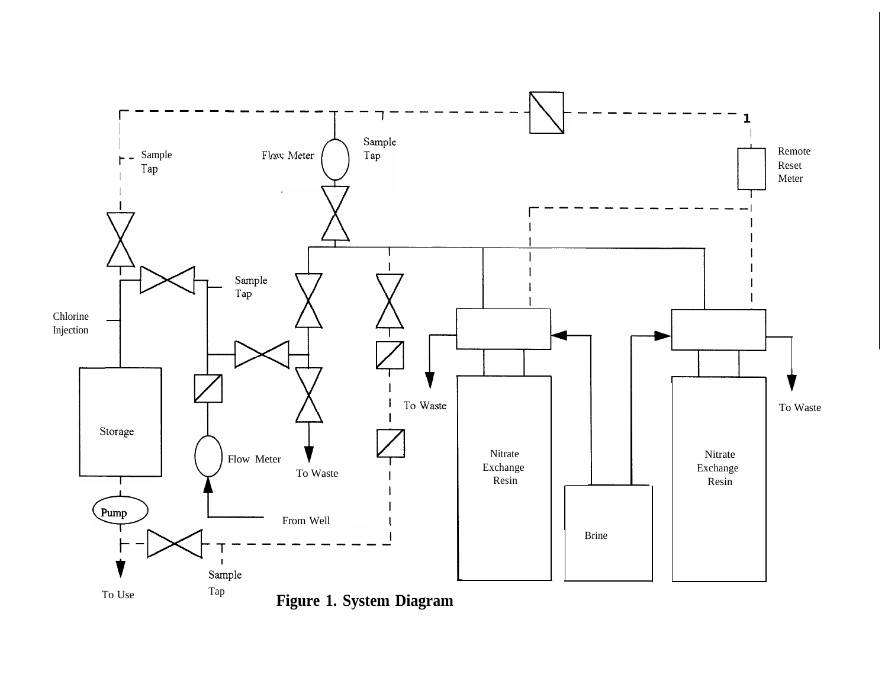**Figure 1. System Diagram**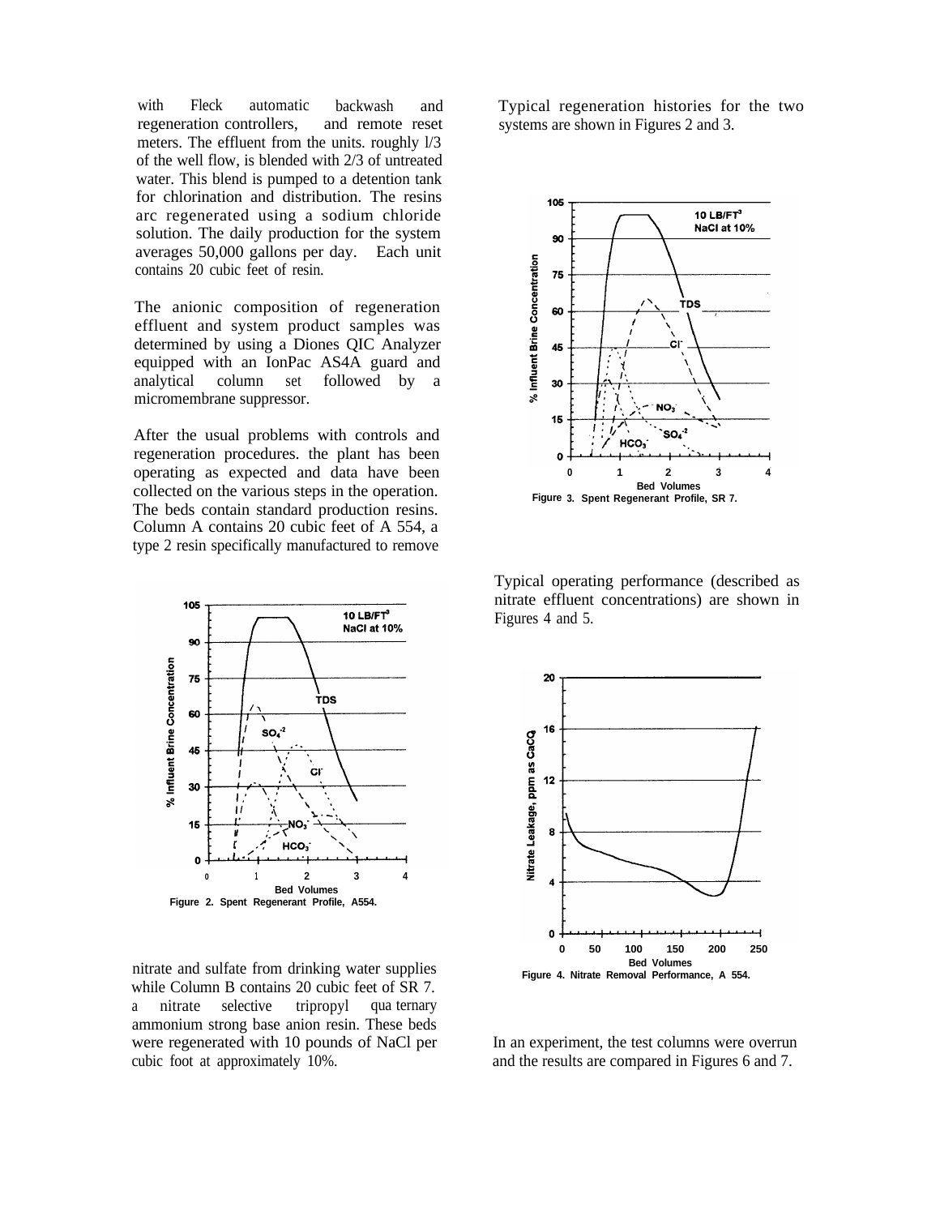with Fleck automatic backwash and regeneration controllers, and remote reset meters. The effluent from the units. roughly l/3 of the well flow, is blended with 2/3 of untreated water. This blend is pumped to a detention tank for chlorination and distribution. The resins arc regenerated using a sodium chloride solution. The daily production for the system averages 50,000 gallons per day. Each unit contains 20 cubic feet of resin.

The anionic composition of regeneration effluent and system product samples was determined by using a Diones QIC Analyzer equipped with an IonPac AS4A guard and analytical column set followed by a micromembrane suppressor.

After the usual problems with controls and regeneration procedures. the plant has been operating as expected and data have been collected on the various steps in the operation. The beds contain standard production resins. Column A contains 20 cubic feet of A 554, a type 2 resin specifically manufactured to remove nitrate and sulfate from drinking water supplies while Column B contains 20 cubic feet of SR 7. a nitrate selective tripropyl qua ternary ammonium strong base anion resin. These beds were regenerated with 10 pounds of NaCl per cubic foot at approximately 10%.

Figure 2. Spent Regenerant Profile, A554.

Typical regeneration histories for the two systems are shown in Figures 2 and 3.

Figure 3. Spent Regenerant Profile, SR 7.

Typical operating performance (described as nitrate effluent concentrations) are shown in Figures 4 and 5.

Figure 4. Nitrate Removal Performance, A 554.

In an experiment, the test columns were overrun and the results are compared in Figures 6 and 7.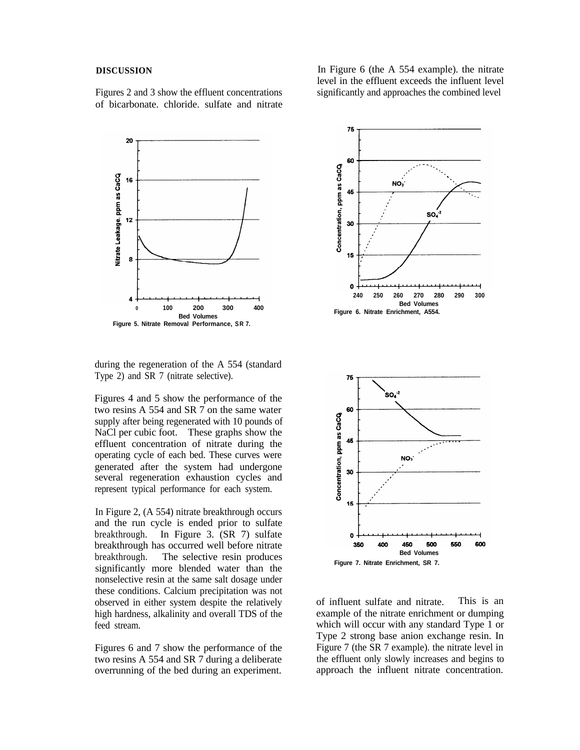## DISCUSSION

Figures 2 and 3 show the effluent concentrations of bicarbonate. chloride. sulfate and nitrate during the regeneration of the A 554 (standard Type 2) and SR 7 (nitrate selective).

Figures 4 and 5 show the performance of the two resins A 554 and SR 7 on the same water supply after being regenerated with 10 pounds of NaCl per cubic foot. These graphs show the effluent concentration of nitrate during the operating cycle of each bed. These curves were generated after the system had undergone several regeneration exhaustion cycles and represent typical performance for each system.

In Figure 2, (A 554) nitrate breakthrough occurs and the run cycle is ended prior to sulfate breakthrough. In Figure 3. (SR 7) sulfate breakthrough has occurred well before nitrate breakthrough. The selective resin produces significantly more blended water than the nonselective resin at the same salt dosage under these conditions. Calcium precipitation was not observed in either system despite the relatively high hardness, alkalinity and overall TDS of the feed stream.

Figures 6 and 7 show the performance of the two resins A 554 and SR 7 during a deliberate overrunning of the bed during an experiment.

Figure 5. Nitrate Removal Performance, SR 7.

In Figure 6 (the A 554 example). the nitrate level in the effluent exceeds the influent level significantly and approaches the combined level of influent sulfate and nitrate. This is an example of the nitrate enrichment or dumping which will occur with any standard Type 1 or Type 2 strong base anion exchange resin. In Figure 7 (the SR 7 example). the nitrate level in the effluent only slowly increases and begins to approach the influent nitrate concentration.

Figure 6. Nitrate Enrichment, A554.

Figure 7. Nitrate Enrichment, SR 7.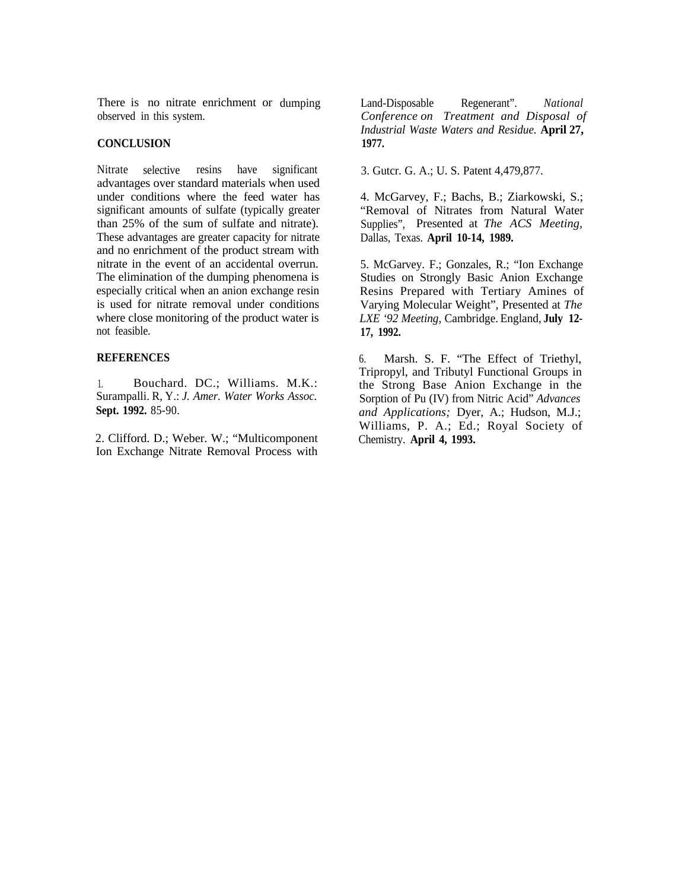There is no nitrate enrichment or dumping observed in this system.

## CONCLUSION

Nitrate selective resins have significant advantages over standard materials when used under conditions where the feed water has significant amounts of sulfate (typically greater than 25% of the sum of sulfate and nitrate). These advantages are greater capacity for nitrate and no enrichment of the product stream with nitrate in the event of an accidental overrun. The elimination of the dumping phenomena is especially critical when an anion exchange resin is used for nitrate removal under conditions where close monitoring of the product water is not feasible.

## REFERENCES

1. Bouchard. DC.; Williams. M.K.: Surampalli. R, Y.: *J. Amer. Water Works Assoc.* **Sept. 1992.** 85-90.

2. Clifford. D.; Weber. W.; "Multicomponent Ion Exchange Nitrate Removal Process with Land-Disposable Regenerant". *National Conference on Treatment and Disposal of Industrial Waste Waters and Residue.* **April 27, 1977.**

3. Gutcr. G. A.; U. S. Patent 4,479,877.

4. McGarvey, F.; Bachs, B.; Ziarkowski, S.; "Removal of Nitrates from Natural Water Supplies", Presented at *The ACS Meeting,* Dallas, Texas. **April 10-14, 1989.**

5. McGarvey. F.; Gonzales, R.; "Ion Exchange Studies on Strongly Basic Anion Exchange Resins Prepared with Tertiary Amines of Varying Molecular Weight", Presented at *The LXE '92 Meeting,* Cambridge. England, **July 12-17, 1992.**

6. Marsh. S. F. "The Effect of Triethyl, Tripropyl, and Tributyl Functional Groups in the Strong Base Anion Exchange in the Sorption of Pu (IV) from Nitric Acid" *Advances and Applications;* Dyer, A.; Hudson, M.J.; Williams, P. A.; Ed.; Royal Society of Chemistry. **April 4, 1993.**